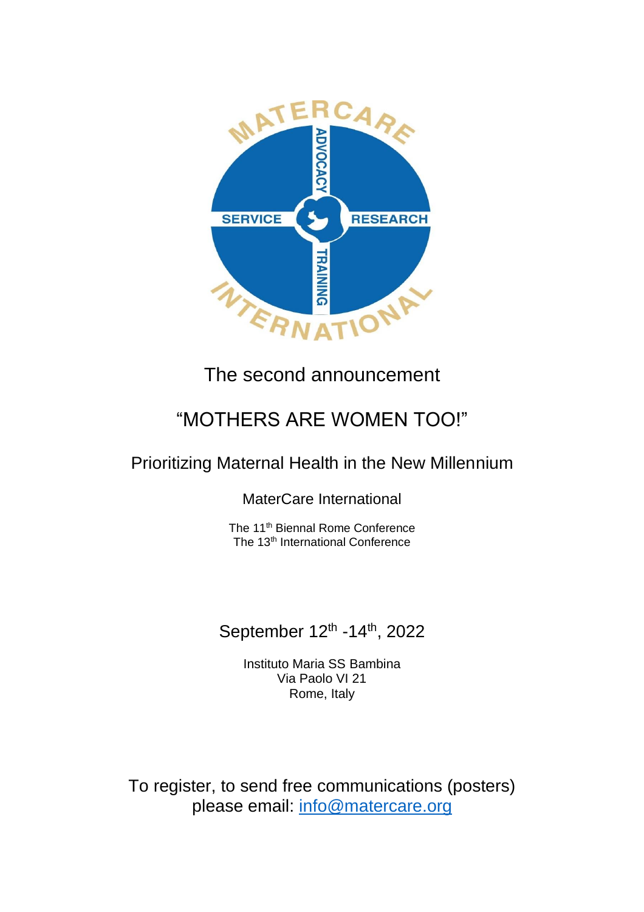The second announcement

# "MOTHERS ARE WOMEN TOO!"

## Prioritizing Maternal Health in the New Millennium

MaterCare International

The 11th Biennal Rome Conference
The 13th International Conference

September 12th -14th, 2022

Instituto Maria SS Bambina
Via Paolo VI 21
Rome, Italy

To register, to send free communications (posters) please email: info@matercare.org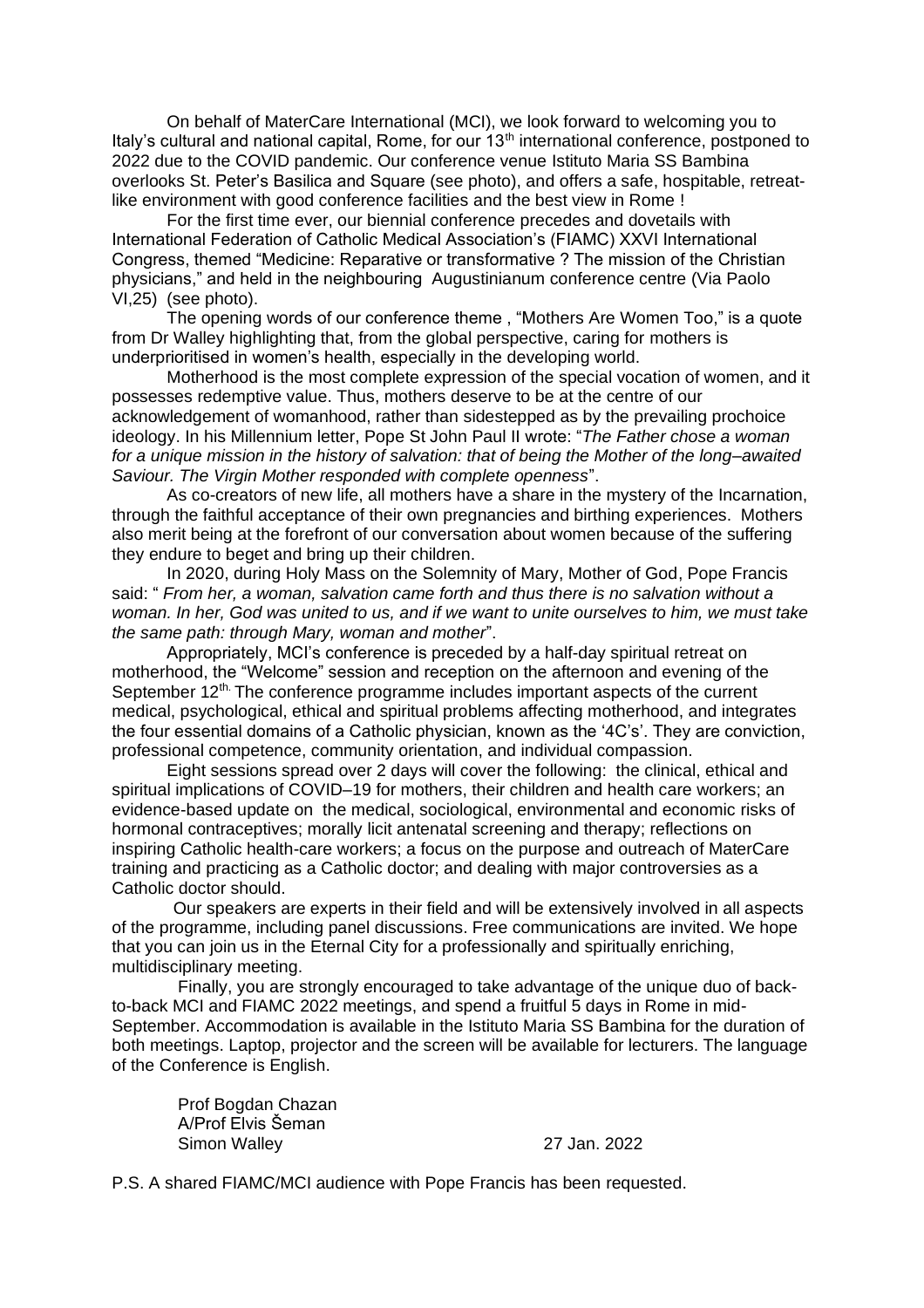On behalf of MaterCare International (MCI), we look forward to welcoming you to Italy's cultural and national capital, Rome, for our 13th international conference, postponed to 2022 due to the COVID pandemic. Our conference venue Istituto Maria SS Bambina overlooks St. Peter's Basilica and Square (see photo), and offers a safe, hospitable, retreat-like environment with good conference facilities and the best view in Rome !

For the first time ever, our biennial conference precedes and dovetails with International Federation of Catholic Medical Association's (FIAMC) XXVI International Congress, themed "Medicine: Reparative or transformative ? The mission of the Christian physicians," and held in the neighbouring Augustinianum conference centre (Via Paolo VI,25) (see photo).

The opening words of our conference theme , "Mothers Are Women Too," is a quote from Dr Walley highlighting that, from the global perspective, caring for mothers is underprioritised in women's health, especially in the developing world.

Motherhood is the most complete expression of the special vocation of women, and it possesses redemptive value. Thus, mothers deserve to be at the centre of our acknowledgement of womanhood, rather than sidestepped as by the prevailing prochoice ideology. In his Millennium letter, Pope St John Paul II wrote: "*The Father chose a woman for a unique mission in the history of salvation: that of being the Mother of the long–awaited Saviour. The Virgin Mother responded with complete openness*".

As co-creators of new life, all mothers have a share in the mystery of the Incarnation, through the faithful acceptance of their own pregnancies and birthing experiences. Mothers also merit being at the forefront of our conversation about women because of the suffering they endure to beget and bring up their children.

In 2020, during Holy Mass on the Solemnity of Mary, Mother of God, Pope Francis said: " *From her, a woman, salvation came forth and thus there is no salvation without a woman. In her, God was united to us, and if we want to unite ourselves to him, we must take the same path: through Mary, woman and mother*".

Appropriately, MCI's conference is preceded by a half-day spiritual retreat on motherhood, the "Welcome" session and reception on the afternoon and evening of the September 12th. The conference programme includes important aspects of the current medical, psychological, ethical and spiritual problems affecting motherhood, and integrates the four essential domains of a Catholic physician, known as the '4C's'. They are conviction, professional competence, community orientation, and individual compassion.

Eight sessions spread over 2 days will cover the following: the clinical, ethical and spiritual implications of COVID–19 for mothers, their children and health care workers; an evidence-based update on the medical, sociological, environmental and economic risks of hormonal contraceptives; morally licit antenatal screening and therapy; reflections on inspiring Catholic health-care workers; a focus on the purpose and outreach of MaterCare training and practicing as a Catholic doctor; and dealing with major controversies as a Catholic doctor should.

Our speakers are experts in their field and will be extensively involved in all aspects of the programme, including panel discussions. Free communications are invited. We hope that you can join us in the Eternal City for a professionally and spiritually enriching, multidisciplinary meeting.

Finally, you are strongly encouraged to take advantage of the unique duo of back-to-back MCI and FIAMC 2022 meetings, and spend a fruitful 5 days in Rome in mid-September. Accommodation is available in the Istituto Maria SS Bambina for the duration of both meetings. Laptop, projector and the screen will be available for lecturers. The language of the Conference is English.

Prof Bogdan Chazan
A/Prof Elvis Šeman
Simon Walley 27 Jan. 2022

P.S. A shared FIAMC/MCI audience with Pope Francis has been requested.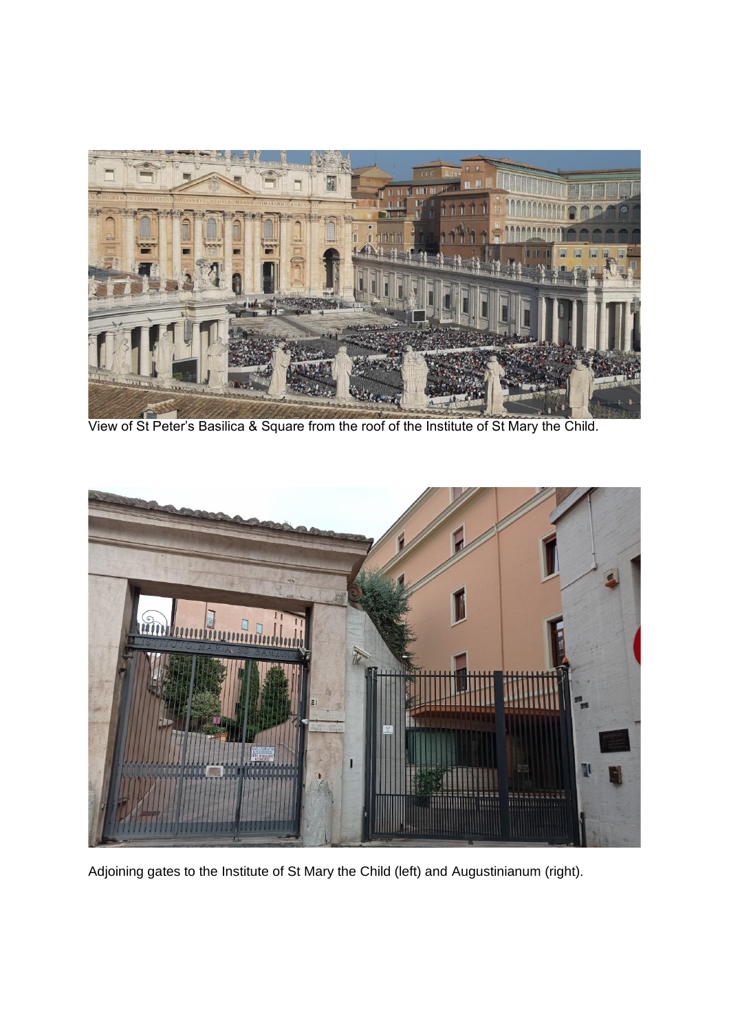View of St Peter's Basilica & Square from the roof of the Institute of St Mary the Child.

Adjoining gates to the Institute of St Mary the Child (left) and Augustinianum (right).